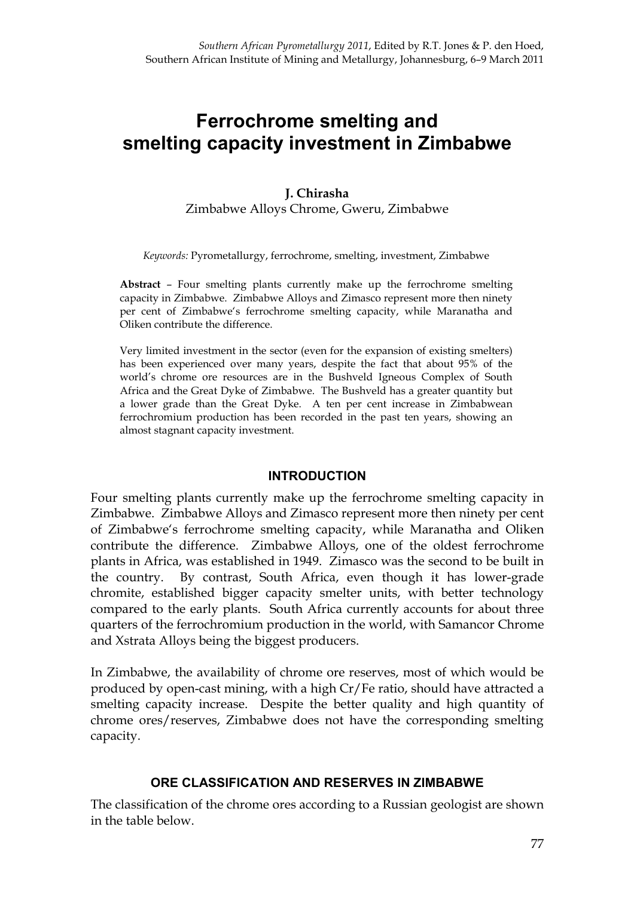# Ferrochrome smelting and smelting capacity investment in Zimbabwe

**J. Chirasha**
Zimbabwe Alloys Chrome, Gweru, Zimbabwe

*Keywords:* Pyrometallurgy, ferrochrome, smelting, investment, Zimbabwe

**Abstract** – Four smelting plants currently make up the ferrochrome smelting capacity in Zimbabwe. Zimbabwe Alloys and Zimasco represent more then ninety per cent of Zimbabwe's ferrochrome smelting capacity, while Maranatha and Oliken contribute the difference.

Very limited investment in the sector (even for the expansion of existing smelters) has been experienced over many years, despite the fact that about 95% of the world's chrome ore resources are in the Bushveld Igneous Complex of South Africa and the Great Dyke of Zimbabwe. The Bushveld has a greater quantity but a lower grade than the Great Dyke. A ten per cent increase in Zimbabwean ferrochromium production has been recorded in the past ten years, showing an almost stagnant capacity investment.

## INTRODUCTION

Four smelting plants currently make up the ferrochrome smelting capacity in Zimbabwe. Zimbabwe Alloys and Zimasco represent more then ninety per cent of Zimbabwe's ferrochrome smelting capacity, while Maranatha and Oliken contribute the difference. Zimbabwe Alloys, one of the oldest ferrochrome plants in Africa, was established in 1949. Zimasco was the second to be built in the country. By contrast, South Africa, even though it has lower-grade chromite, established bigger capacity smelter units, with better technology compared to the early plants. South Africa currently accounts for about three quarters of the ferrochromium production in the world, with Samancor Chrome and Xstrata Alloys being the biggest producers.

In Zimbabwe, the availability of chrome ore reserves, most of which would be produced by open-cast mining, with a high Cr/Fe ratio, should have attracted a smelting capacity increase. Despite the better quality and high quantity of chrome ores/reserves, Zimbabwe does not have the corresponding smelting capacity.

## ORE CLASSIFICATION AND RESERVES IN ZIMBABWE

The classification of the chrome ores according to a Russian geologist are shown in the table below.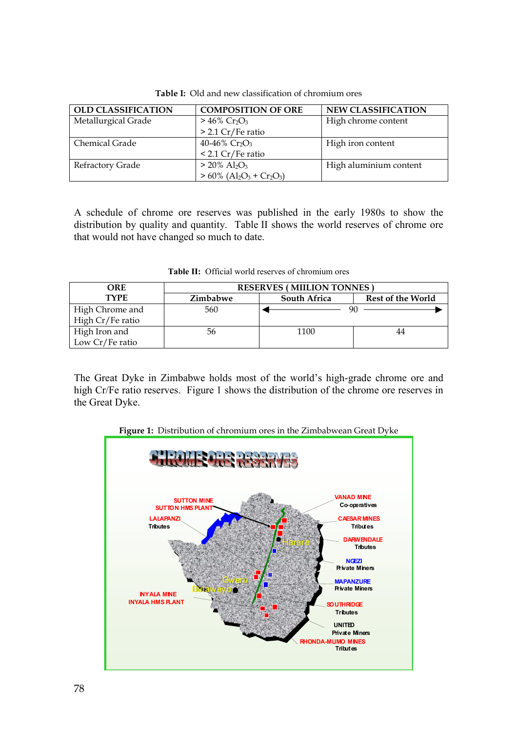**Table I:** Old and new classification of chromium ores

| OLD CLASSIFICATION | COMPOSITION OF ORE | NEW CLASSIFICATION |
|---|---|---|
| Metallurgical Grade | > 46% $Cr_2O_3$<br>> 2.1 Cr/Fe ratio | High chrome content |
| Chemical Grade | 40-46% $Cr_2O_3$<br>< 2.1 Cr/Fe ratio | High iron content |
| Refractory Grade | > 20% $Al_2O_3$<br>> 60% ($Al_2O_3$ + $Cr_2O_3$) | High aluminium content |

A schedule of chrome ore reserves was published in the early 1980s to show the distribution by quality and quantity. Table II shows the world reserves of chrome ore that would not have changed so much to date.

**Table II:** Official world reserves of chromium ores

| ORE TYPE | RESERVES ( MIILION TONNES ) | | |
|---|---|---|---|
| | Zimbabwe | South Africa | Rest of the World |
| High Chrome and High Cr/Fe ratio | 560 | ◄── 90 ──► | |
| High Iron and Low Cr/Fe ratio | 56 | 1100 | 44 |

The Great Dyke in Zimbabwe holds most of the world's high-grade chrome ore and high Cr/Fe ratio reserves. Figure 1 shows the distribution of the chrome ore reserves in the Great Dyke.

**Figure 1:** Distribution of chromium ores in the Zimbabwean Great Dyke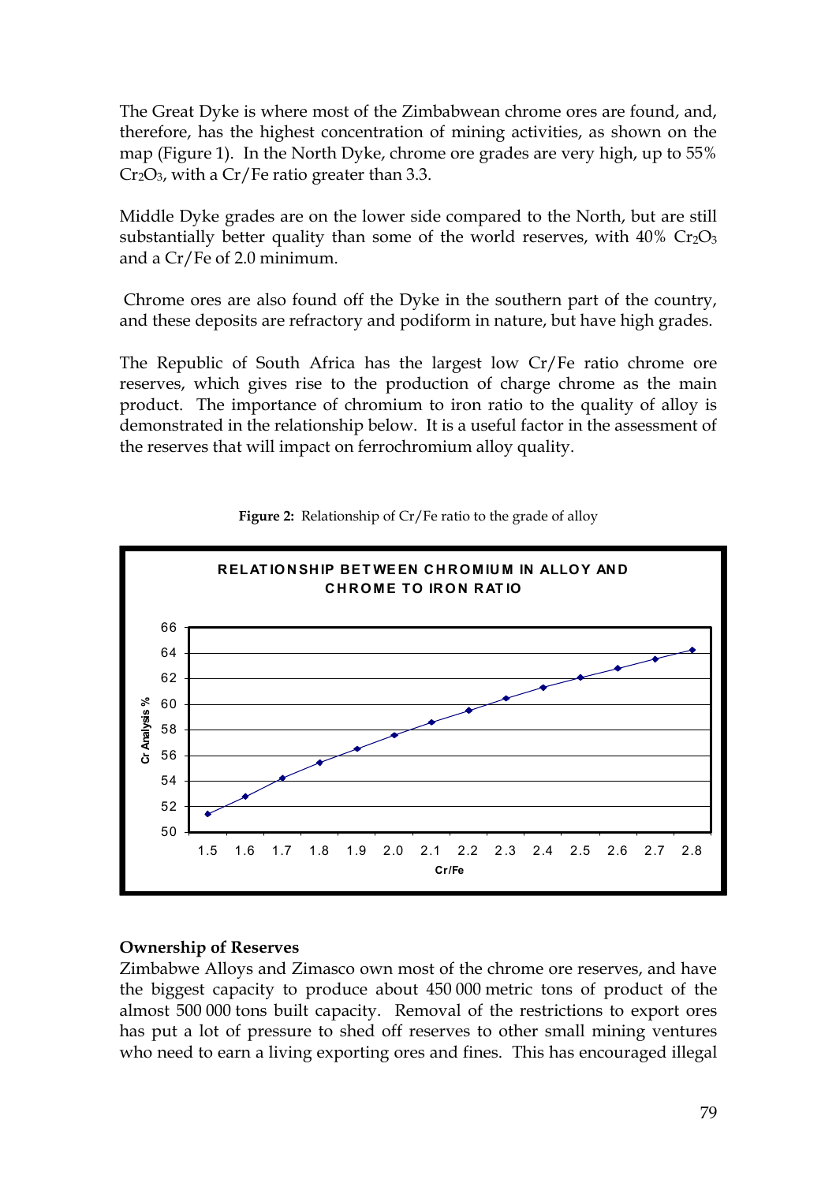The Great Dyke is where most of the Zimbabwean chrome ores are found, and, therefore, has the highest concentration of mining activities, as shown on the map (Figure 1). In the North Dyke, chrome ore grades are very high, up to 55% $Cr_2O_3$, with a Cr/Fe ratio greater than 3.3.

Middle Dyke grades are on the lower side compared to the North, but are still substantially better quality than some of the world reserves, with 40% $Cr_2O_3$ and a Cr/Fe of 2.0 minimum.

Chrome ores are also found off the Dyke in the southern part of the country, and these deposits are refractory and podiform in nature, but have high grades.

The Republic of South Africa has the largest low Cr/Fe ratio chrome ore reserves, which gives rise to the production of charge chrome as the main product. The importance of chromium to iron ratio to the quality of alloy is demonstrated in the relationship below. It is a useful factor in the assessment of the reserves that will impact on ferrochromium alloy quality.

**Figure 2:** Relationship of Cr/Fe ratio to the grade of alloy

**RELATIONSHIP BETWEEN CHROMIUM IN ALLOY AND CHROME TO IRON RATIO**

| Cr/Fe | Cr Analysis % |
|---|---|
| 1.5 | 51.4 |
| 1.6 | 52.8 |
| 1.7 | 54.2 |
| 1.8 | 55.4 |
| 1.9 | 56.5 |
| 2.0 | 57.6 |
| 2.1 | 58.6 |
| 2.2 | 59.5 |
| 2.3 | 60.5 |
| 2.4 | 61.3 |
| 2.5 | 62.1 |
| 2.6 | 62.8 |
| 2.7 | 63.5 |
| 2.8 | 64.2 |

## Ownership of Reserves

Zimbabwe Alloys and Zimasco own most of the chrome ore reserves, and have the biggest capacity to produce about 450 000 metric tons of product of the almost 500 000 tons built capacity. Removal of the restrictions to export ores has put a lot of pressure to shed off reserves to other small mining ventures who need to earn a living exporting ores and fines. This has encouraged illegal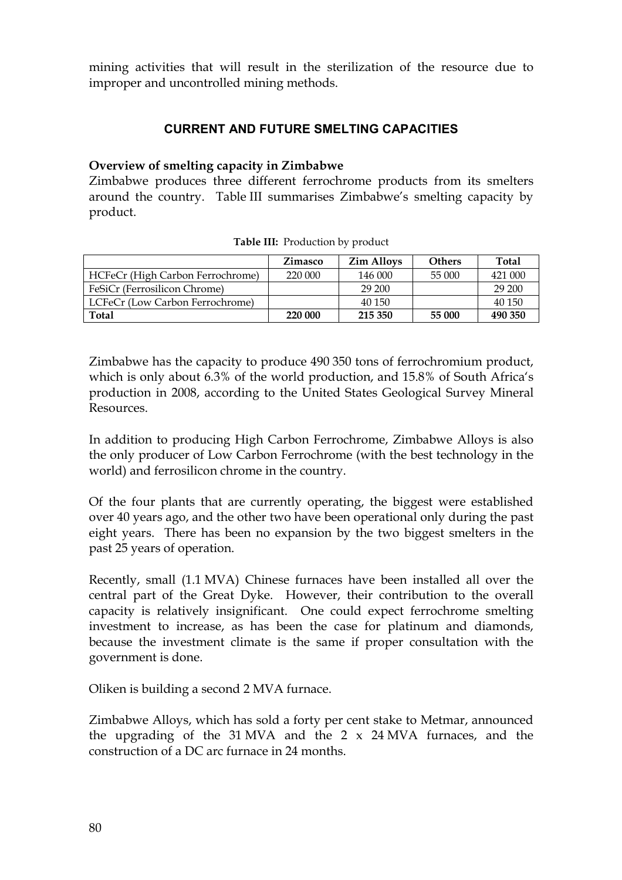mining activities that will result in the sterilization of the resource due to improper and uncontrolled mining methods.

## CURRENT AND FUTURE SMELTING CAPACITIES

### Overview of smelting capacity in Zimbabwe

Zimbabwe produces three different ferrochrome products from its smelters around the country. Table III summarises Zimbabwe's smelting capacity by product.

**Table III:** Production by product

| | Zimasco | Zim Alloys | Others | Total |
|---|---|---|---|---|
| HCFeCr (High Carbon Ferrochrome) | 220 000 | 146 000 | 55 000 | 421 000 |
| FeSiCr (Ferrosilicon Chrome) | | 29 200 | | 29 200 |
| LCFeCr (Low Carbon Ferrochrome) | | 40 150 | | 40 150 |
| **Total** | **220 000** | **215 350** | **55 000** | **490 350** |

Zimbabwe has the capacity to produce 490 350 tons of ferrochromium product, which is only about 6.3% of the world production, and 15.8% of South Africa's production in 2008, according to the United States Geological Survey Mineral Resources.

In addition to producing High Carbon Ferrochrome, Zimbabwe Alloys is also the only producer of Low Carbon Ferrochrome (with the best technology in the world) and ferrosilicon chrome in the country.

Of the four plants that are currently operating, the biggest were established over 40 years ago, and the other two have been operational only during the past eight years. There has been no expansion by the two biggest smelters in the past 25 years of operation.

Recently, small (1.1 MVA) Chinese furnaces have been installed all over the central part of the Great Dyke. However, their contribution to the overall capacity is relatively insignificant. One could expect ferrochrome smelting investment to increase, as has been the case for platinum and diamonds, because the investment climate is the same if proper consultation with the government is done.

Oliken is building a second 2 MVA furnace.

Zimbabwe Alloys, which has sold a forty per cent stake to Metmar, announced the upgrading of the 31 MVA and the 2 x 24 MVA furnaces, and the construction of a DC arc furnace in 24 months.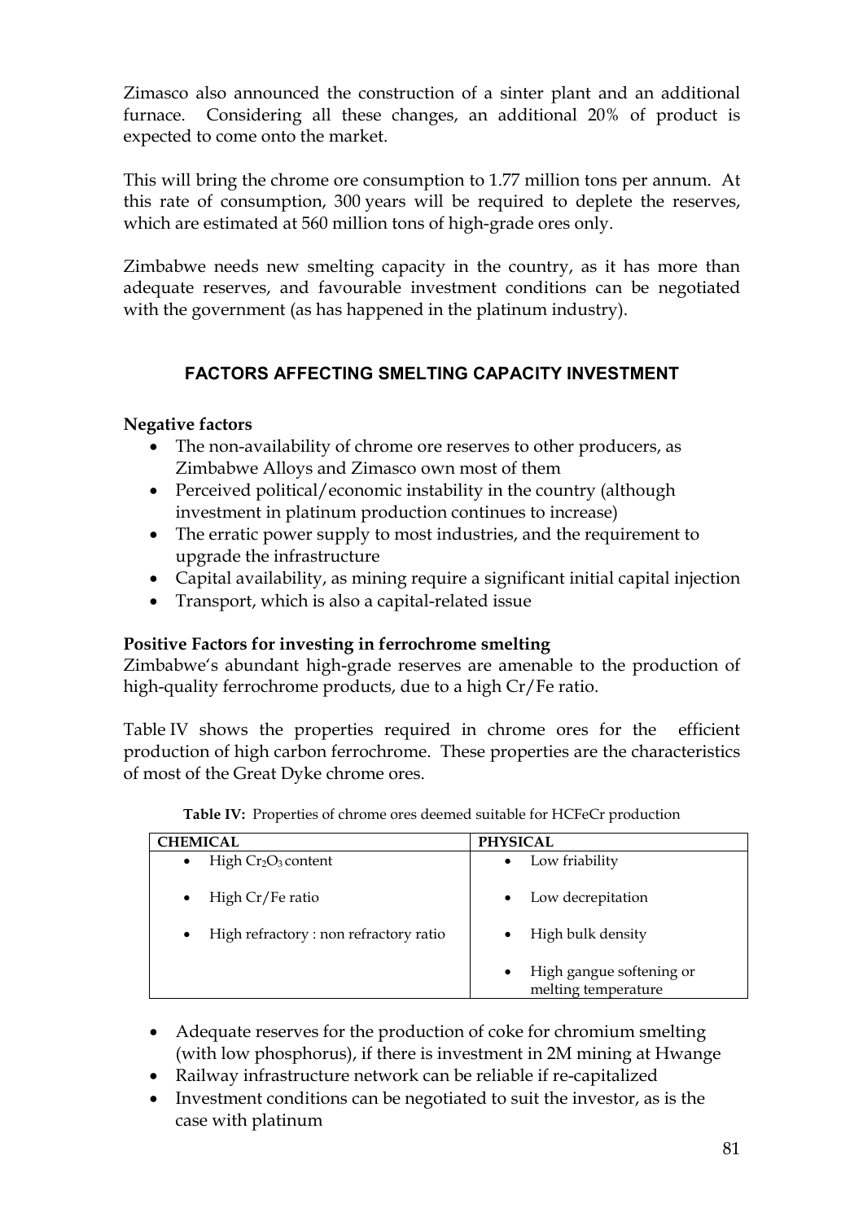Zimasco also announced the construction of a sinter plant and an additional furnace. Considering all these changes, an additional 20% of product is expected to come onto the market.

This will bring the chrome ore consumption to 1.77 million tons per annum. At this rate of consumption, 300 years will be required to deplete the reserves, which are estimated at 560 million tons of high-grade ores only.

Zimbabwe needs new smelting capacity in the country, as it has more than adequate reserves, and favourable investment conditions can be negotiated with the government (as has happened in the platinum industry).

## FACTORS AFFECTING SMELTING CAPACITY INVESTMENT

**Negative factors**

- The non-availability of chrome ore reserves to other producers, as Zimbabwe Alloys and Zimasco own most of them
- Perceived political/economic instability in the country (although investment in platinum production continues to increase)
- The erratic power supply to most industries, and the requirement to upgrade the infrastructure
- Capital availability, as mining require a significant initial capital injection
- Transport, which is also a capital-related issue

**Positive Factors for investing in ferrochrome smelting**

Zimbabwe's abundant high-grade reserves are amenable to the production of high-quality ferrochrome products, due to a high Cr/Fe ratio.

Table IV shows the properties required in chrome ores for the efficient production of high carbon ferrochrome. These properties are the characteristics of most of the Great Dyke chrome ores.

**Table IV:** Properties of chrome ores deemed suitable for HCFeCr production

| CHEMICAL | PHYSICAL |
|---|---|
| • High $Cr_2O_3$ content | • Low friability |
| • High Cr/Fe ratio | • Low decrepitation |
| • High refractory : non refractory ratio | • High bulk density |
| | • High gangue softening or melting temperature |

- Adequate reserves for the production of coke for chromium smelting (with low phosphorus), if there is investment in 2M mining at Hwange
- Railway infrastructure network can be reliable if re-capitalized
- Investment conditions can be negotiated to suit the investor, as is the case with platinum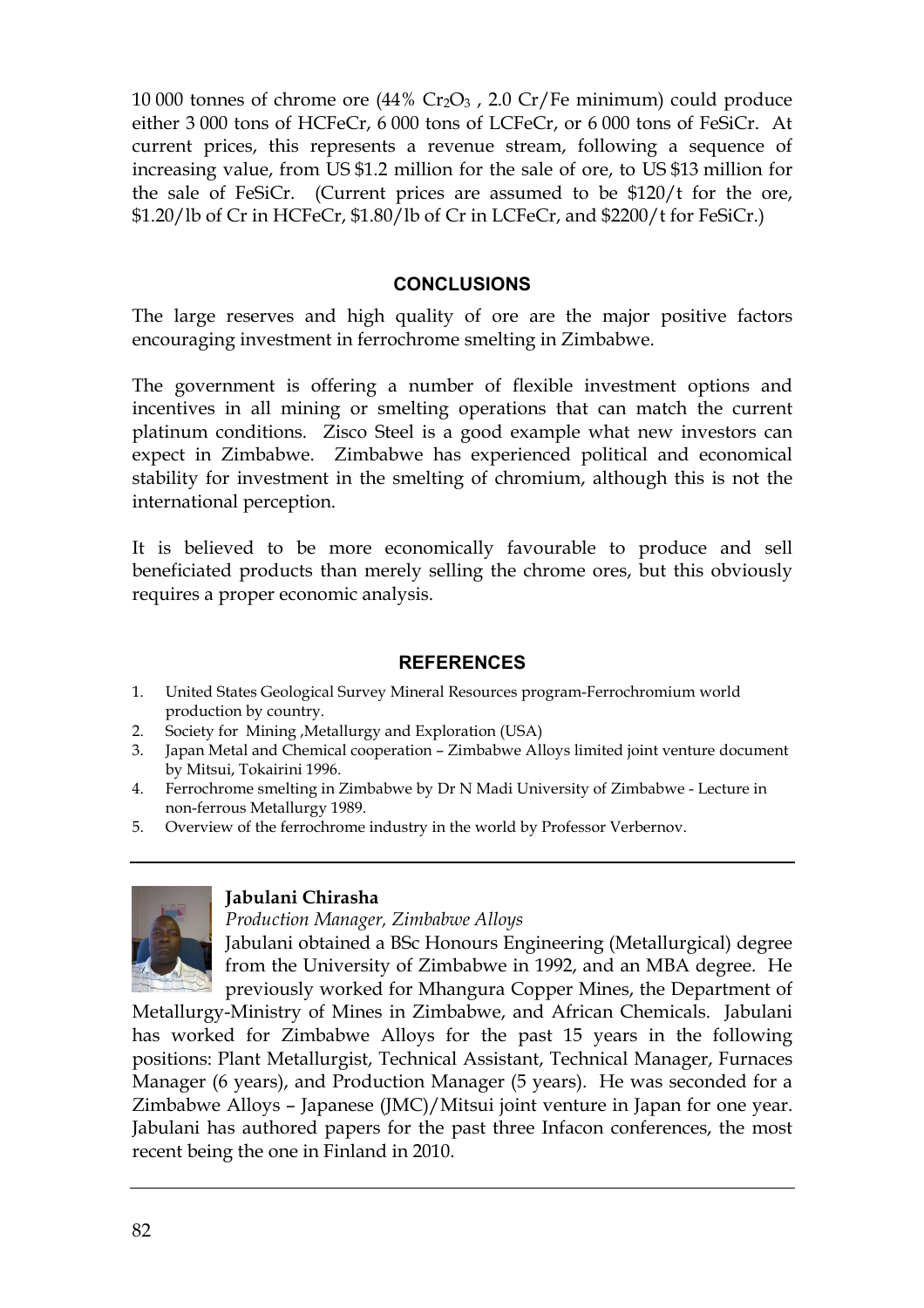10 000 tonnes of chrome ore (44% $Cr_2O_3$ , 2.0 Cr/Fe minimum) could produce either 3 000 tons of HCFeCr, 6 000 tons of LCFeCr, or 6 000 tons of FeSiCr. At current prices, this represents a revenue stream, following a sequence of increasing value, from US $1.2 million for the sale of ore, to US $13 million for the sale of FeSiCr. (Current prices are assumed to be $120/t for the ore, $1.20/lb of Cr in HCFeCr, $1.80/lb of Cr in LCFeCr, and $2200/t for FeSiCr.)

## CONCLUSIONS

The large reserves and high quality of ore are the major positive factors encouraging investment in ferrochrome smelting in Zimbabwe.

The government is offering a number of flexible investment options and incentives in all mining or smelting operations that can match the current platinum conditions. Zisco Steel is a good example what new investors can expect in Zimbabwe. Zimbabwe has experienced political and economical stability for investment in the smelting of chromium, although this is not the international perception.

It is believed to be more economically favourable to produce and sell beneficiated products than merely selling the chrome ores, but this obviously requires a proper economic analysis.

## REFERENCES

1. United States Geological Survey Mineral Resources program-Ferrochromium world production by country.
2. Society for Mining ,Metallurgy and Exploration (USA)
3. Japan Metal and Chemical cooperation – Zimbabwe Alloys limited joint venture document by Mitsui, Tokairini 1996.
4. Ferrochrome smelting in Zimbabwe by Dr N Madi University of Zimbabwe - Lecture in non-ferrous Metallurgy 1989.
5. Overview of the ferrochrome industry in the world by Professor Verbernov.

---

**Jabulani Chirasha**

*Production Manager, Zimbabwe Alloys*

Jabulani obtained a BSc Honours Engineering (Metallurgical) degree from the University of Zimbabwe in 1992, and an MBA degree. He previously worked for Mhangura Copper Mines, the Department of Metallurgy-Ministry of Mines in Zimbabwe, and African Chemicals. Jabulani has worked for Zimbabwe Alloys for the past 15 years in the following positions: Plant Metallurgist, Technical Assistant, Technical Manager, Furnaces Manager (6 years), and Production Manager (5 years). He was seconded for a Zimbabwe Alloys – Japanese (JMC)/Mitsui joint venture in Japan for one year. Jabulani has authored papers for the past three Infacon conferences, the most recent being the one in Finland in 2010.